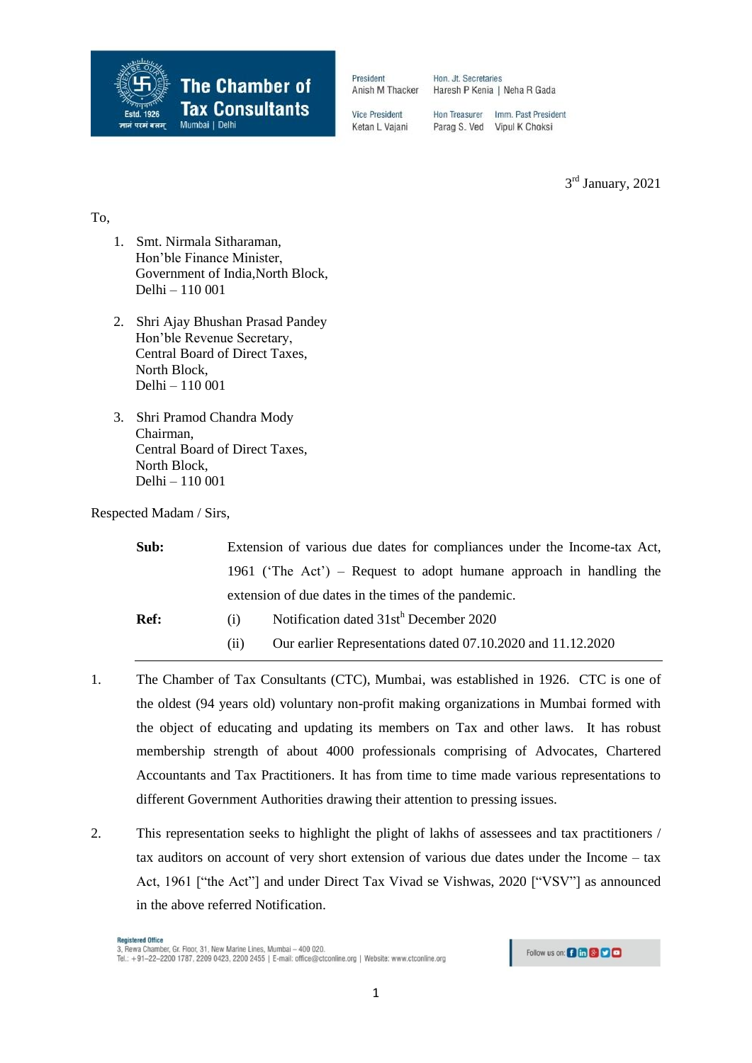**The Chamber of Tax Consultants**
Estd. 1926
ज्ञानं परमं बलम्
Mumbai | Delhi

President
Anish M Thacker

Hon. Jt. Secretaries
Haresh P Kenia | Neha R Gada

Vice President
Ketan L Vajani

Hon Treasurer
Parag S. Ved

Imm. Past President
Vipul K Choksi

3rd January, 2021

To,

1. Smt. Nirmala Sitharaman,
   Hon'ble Finance Minister,
   Government of India,North Block,
   Delhi – 110 001

2. Shri Ajay Bhushan Prasad Pandey
   Hon'ble Revenue Secretary,
   Central Board of Direct Taxes,
   North Block,
   Delhi – 110 001

3. Shri Pramod Chandra Mody
   Chairman,
   Central Board of Direct Taxes,
   North Block,
   Delhi – 110 001

Respected Madam / Sirs,

**Sub:** Extension of various due dates for compliances under the Income-tax Act, 1961 ('The Act') – Request to adopt humane approach in handling the extension of due dates in the times of the pandemic.

**Ref:**
(i) Notification dated 31sth December 2020
(ii) Our earlier Representations dated 07.10.2020 and 11.12.2020

1. The Chamber of Tax Consultants (CTC), Mumbai, was established in 1926. CTC is one of the oldest (94 years old) voluntary non-profit making organizations in Mumbai formed with the object of educating and updating its members on Tax and other laws. It has robust membership strength of about 4000 professionals comprising of Advocates, Chartered Accountants and Tax Practitioners. It has from time to time made various representations to different Government Authorities drawing their attention to pressing issues.

2. This representation seeks to highlight the plight of lakhs of assessees and tax practitioners / tax auditors on account of very short extension of various due dates under the Income – tax Act, 1961 ["the Act"] and under Direct Tax Vivad se Vishwas, 2020 ["VSV"] as announced in the above referred Notification.

**Registered Office**
3, Rewa Chamber, Gr. Floor, 31, New Marine Lines, Mumbai – 400 020.
Tel.: +91–22–2200 1787, 2209 0423, 2200 2455 | E-mail: office@ctconline.org | Website: www.ctconline.org

Follow us on: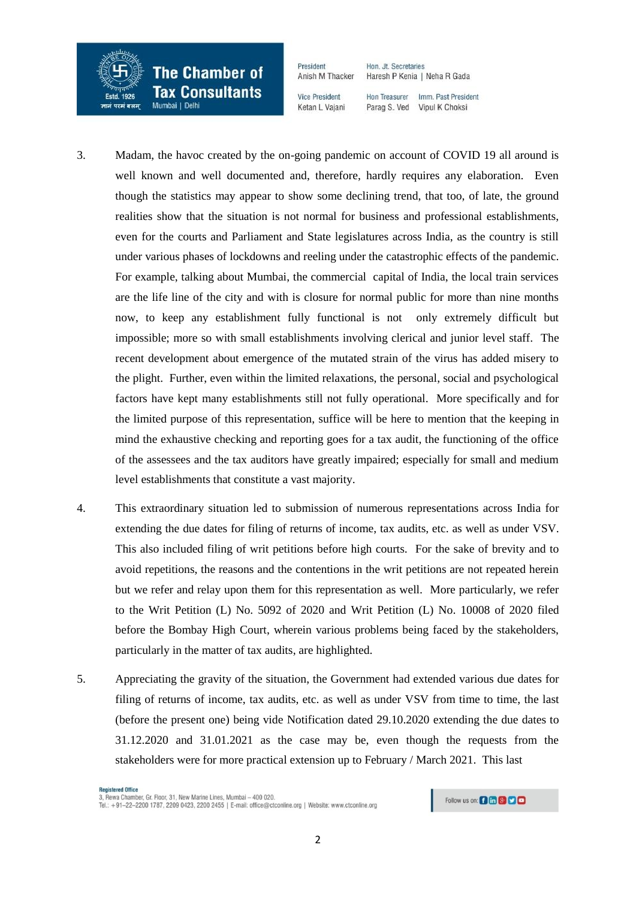3. Madam, the havoc created by the on-going pandemic on account of COVID 19 all around is well known and well documented and, therefore, hardly requires any elaboration. Even though the statistics may appear to show some declining trend, that too, of late, the ground realities show that the situation is not normal for business and professional establishments, even for the courts and Parliament and State legislatures across India, as the country is still under various phases of lockdowns and reeling under the catastrophic effects of the pandemic. For example, talking about Mumbai, the commercial capital of India, the local train services are the life line of the city and with is closure for normal public for more than nine months now, to keep any establishment fully functional is not only extremely difficult but impossible; more so with small establishments involving clerical and junior level staff. The recent development about emergence of the mutated strain of the virus has added misery to the plight. Further, even within the limited relaxations, the personal, social and psychological factors have kept many establishments still not fully operational. More specifically and for the limited purpose of this representation, suffice will be here to mention that the keeping in mind the exhaustive checking and reporting goes for a tax audit, the functioning of the office of the assessees and the tax auditors have greatly impaired; especially for small and medium level establishments that constitute a vast majority.

4. This extraordinary situation led to submission of numerous representations across India for extending the due dates for filing of returns of income, tax audits, etc. as well as under VSV. This also included filing of writ petitions before high courts. For the sake of brevity and to avoid repetitions, the reasons and the contentions in the writ petitions are not repeated herein but we refer and relay upon them for this representation as well. More particularly, we refer to the Writ Petition (L) No. 5092 of 2020 and Writ Petition (L) No. 10008 of 2020 filed before the Bombay High Court, wherein various problems being faced by the stakeholders, particularly in the matter of tax audits, are highlighted.

5. Appreciating the gravity of the situation, the Government had extended various due dates for filing of returns of income, tax audits, etc. as well as under VSV from time to time, the last (before the present one) being vide Notification dated 29.10.2020 extending the due dates to 31.12.2020 and 31.01.2021 as the case may be, even though the requests from the stakeholders were for more practical extension up to February / March 2021. This last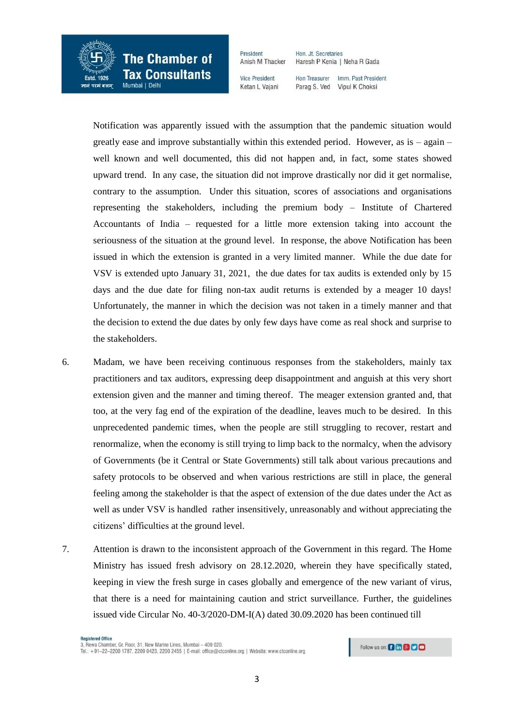Notification was apparently issued with the assumption that the pandemic situation would greatly ease and improve substantially within this extended period. However, as is – again – well known and well documented, this did not happen and, in fact, some states showed upward trend. In any case, the situation did not improve drastically nor did it get normalise, contrary to the assumption. Under this situation, scores of associations and organisations representing the stakeholders, including the premium body – Institute of Chartered Accountants of India – requested for a little more extension taking into account the seriousness of the situation at the ground level. In response, the above Notification has been issued in which the extension is granted in a very limited manner. While the due date for VSV is extended upto January 31, 2021, the due dates for tax audits is extended only by 15 days and the due date for filing non-tax audit returns is extended by a meager 10 days! Unfortunately, the manner in which the decision was not taken in a timely manner and that the decision to extend the due dates by only few days have come as real shock and surprise to the stakeholders.

6. Madam, we have been receiving continuous responses from the stakeholders, mainly tax practitioners and tax auditors, expressing deep disappointment and anguish at this very short extension given and the manner and timing thereof. The meager extension granted and, that too, at the very fag end of the expiration of the deadline, leaves much to be desired. In this unprecedented pandemic times, when the people are still struggling to recover, restart and renormalize, when the economy is still trying to limp back to the normalcy, when the advisory of Governments (be it Central or State Governments) still talk about various precautions and safety protocols to be observed and when various restrictions are still in place, the general feeling among the stakeholder is that the aspect of extension of the due dates under the Act as well as under VSV is handled rather insensitively, unreasonably and without appreciating the citizens' difficulties at the ground level.

7. Attention is drawn to the inconsistent approach of the Government in this regard. The Home Ministry has issued fresh advisory on 28.12.2020, wherein they have specifically stated, keeping in view the fresh surge in cases globally and emergence of the new variant of virus, that there is a need for maintaining caution and strict surveillance. Further, the guidelines issued vide Circular No. 40-3/2020-DM-I(A) dated 30.09.2020 has been continued till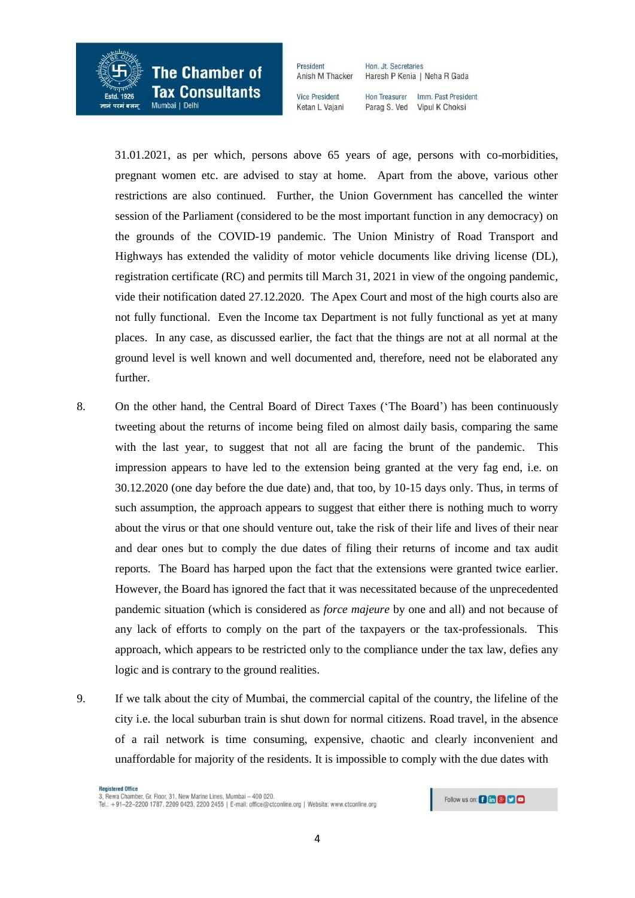31.01.2021, as per which, persons above 65 years of age, persons with co-morbidities, pregnant women etc. are advised to stay at home. Apart from the above, various other restrictions are also continued. Further, the Union Government has cancelled the winter session of the Parliament (considered to be the most important function in any democracy) on the grounds of the COVID-19 pandemic. The Union Ministry of Road Transport and Highways has extended the validity of motor vehicle documents like driving license (DL), registration certificate (RC) and permits till March 31, 2021 in view of the ongoing pandemic, vide their notification dated 27.12.2020. The Apex Court and most of the high courts also are not fully functional. Even the Income tax Department is not fully functional as yet at many places. In any case, as discussed earlier, the fact that the things are not at all normal at the ground level is well known and well documented and, therefore, need not be elaborated any further.

8. On the other hand, the Central Board of Direct Taxes ('The Board') has been continuously tweeting about the returns of income being filed on almost daily basis, comparing the same with the last year, to suggest that not all are facing the brunt of the pandemic. This impression appears to have led to the extension being granted at the very fag end, i.e. on 30.12.2020 (one day before the due date) and, that too, by 10-15 days only. Thus, in terms of such assumption, the approach appears to suggest that either there is nothing much to worry about the virus or that one should venture out, take the risk of their life and lives of their near and dear ones but to comply the due dates of filing their returns of income and tax audit reports. The Board has harped upon the fact that the extensions were granted twice earlier. However, the Board has ignored the fact that it was necessitated because of the unprecedented pandemic situation (which is considered as *force majeure* by one and all) and not because of any lack of efforts to comply on the part of the taxpayers or the tax-professionals. This approach, which appears to be restricted only to the compliance under the tax law, defies any logic and is contrary to the ground realities.

9. If we talk about the city of Mumbai, the commercial capital of the country, the lifeline of the city i.e. the local suburban train is shut down for normal citizens. Road travel, in the absence of a rail network is time consuming, expensive, chaotic and clearly inconvenient and unaffordable for majority of the residents. It is impossible to comply with the due dates with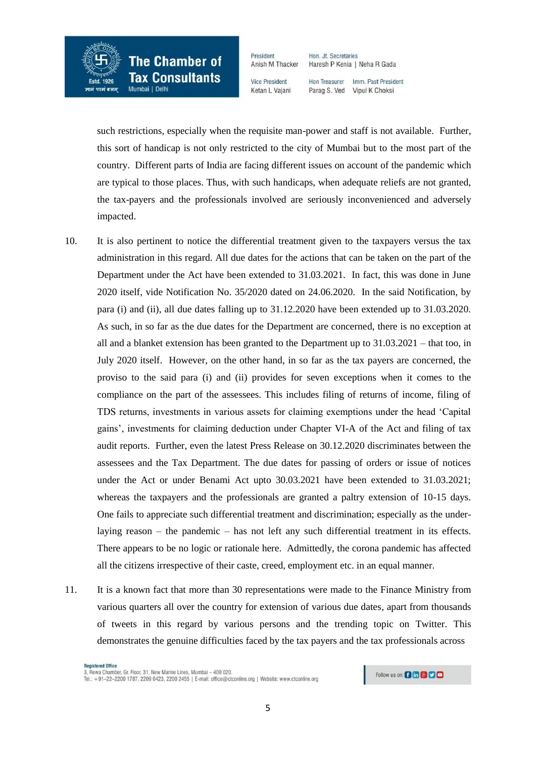such restrictions, especially when the requisite man-power and staff is not available. Further, this sort of handicap is not only restricted to the city of Mumbai but to the most part of the country. Different parts of India are facing different issues on account of the pandemic which are typical to those places. Thus, with such handicaps, when adequate reliefs are not granted, the tax-payers and the professionals involved are seriously inconvenienced and adversely impacted.

10. It is also pertinent to notice the differential treatment given to the taxpayers versus the tax administration in this regard. All due dates for the actions that can be taken on the part of the Department under the Act have been extended to 31.03.2021. In fact, this was done in June 2020 itself, vide Notification No. 35/2020 dated on 24.06.2020. In the said Notification, by para (i) and (ii), all due dates falling up to 31.12.2020 have been extended up to 31.03.2020. As such, in so far as the due dates for the Department are concerned, there is no exception at all and a blanket extension has been granted to the Department up to 31.03.2021 – that too, in July 2020 itself. However, on the other hand, in so far as the tax payers are concerned, the proviso to the said para (i) and (ii) provides for seven exceptions when it comes to the compliance on the part of the assessees. This includes filing of returns of income, filing of TDS returns, investments in various assets for claiming exemptions under the head 'Capital gains', investments for claiming deduction under Chapter VI-A of the Act and filing of tax audit reports. Further, even the latest Press Release on 30.12.2020 discriminates between the assessees and the Tax Department. The due dates for passing of orders or issue of notices under the Act or under Benami Act upto 30.03.2021 have been extended to 31.03.2021; whereas the taxpayers and the professionals are granted a paltry extension of 10-15 days. One fails to appreciate such differential treatment and discrimination; especially as the under-laying reason – the pandemic – has not left any such differential treatment in its effects. There appears to be no logic or rationale here. Admittedly, the corona pandemic has affected all the citizens irrespective of their caste, creed, employment etc. in an equal manner.

11. It is a known fact that more than 30 representations were made to the Finance Ministry from various quarters all over the country for extension of various due dates, apart from thousands of tweets in this regard by various persons and the trending topic on Twitter. This demonstrates the genuine difficulties faced by the tax payers and the tax professionals across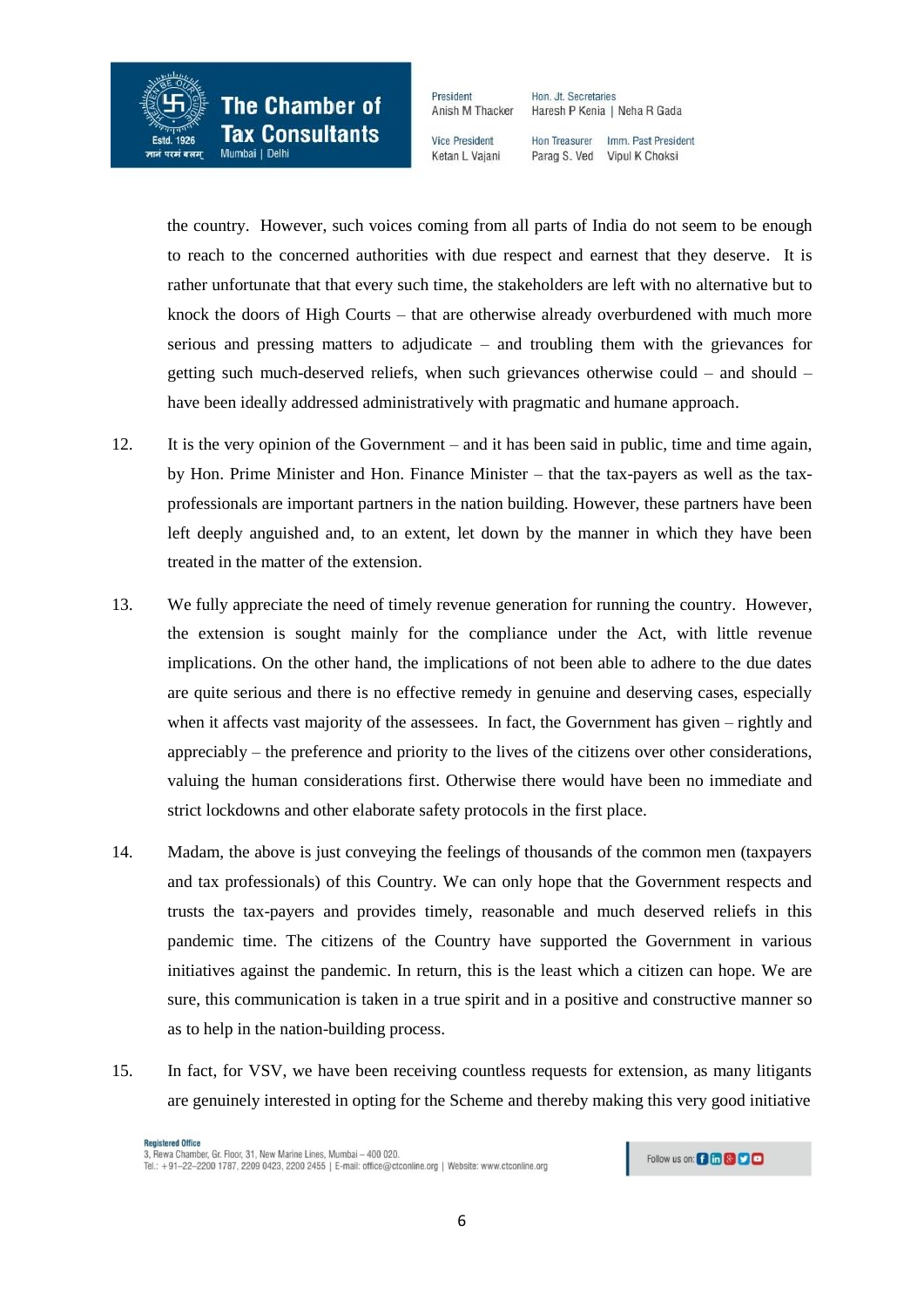the country. However, such voices coming from all parts of India do not seem to be enough to reach to the concerned authorities with due respect and earnest that they deserve. It is rather unfortunate that that every such time, the stakeholders are left with no alternative but to knock the doors of High Courts – that are otherwise already overburdened with much more serious and pressing matters to adjudicate – and troubling them with the grievances for getting such much-deserved reliefs, when such grievances otherwise could – and should – have been ideally addressed administratively with pragmatic and humane approach.

12. It is the very opinion of the Government – and it has been said in public, time and time again, by Hon. Prime Minister and Hon. Finance Minister – that the tax-payers as well as the tax-professionals are important partners in the nation building. However, these partners have been left deeply anguished and, to an extent, let down by the manner in which they have been treated in the matter of the extension.

13. We fully appreciate the need of timely revenue generation for running the country. However, the extension is sought mainly for the compliance under the Act, with little revenue implications. On the other hand, the implications of not been able to adhere to the due dates are quite serious and there is no effective remedy in genuine and deserving cases, especially when it affects vast majority of the assessees. In fact, the Government has given – rightly and appreciably – the preference and priority to the lives of the citizens over other considerations, valuing the human considerations first. Otherwise there would have been no immediate and strict lockdowns and other elaborate safety protocols in the first place.

14. Madam, the above is just conveying the feelings of thousands of the common men (taxpayers and tax professionals) of this Country. We can only hope that the Government respects and trusts the tax-payers and provides timely, reasonable and much deserved reliefs in this pandemic time. The citizens of the Country have supported the Government in various initiatives against the pandemic. In return, this is the least which a citizen can hope. We are sure, this communication is taken in a true spirit and in a positive and constructive manner so as to help in the nation-building process.

15. In fact, for VSV, we have been receiving countless requests for extension, as many litigants are genuinely interested in opting for the Scheme and thereby making this very good initiative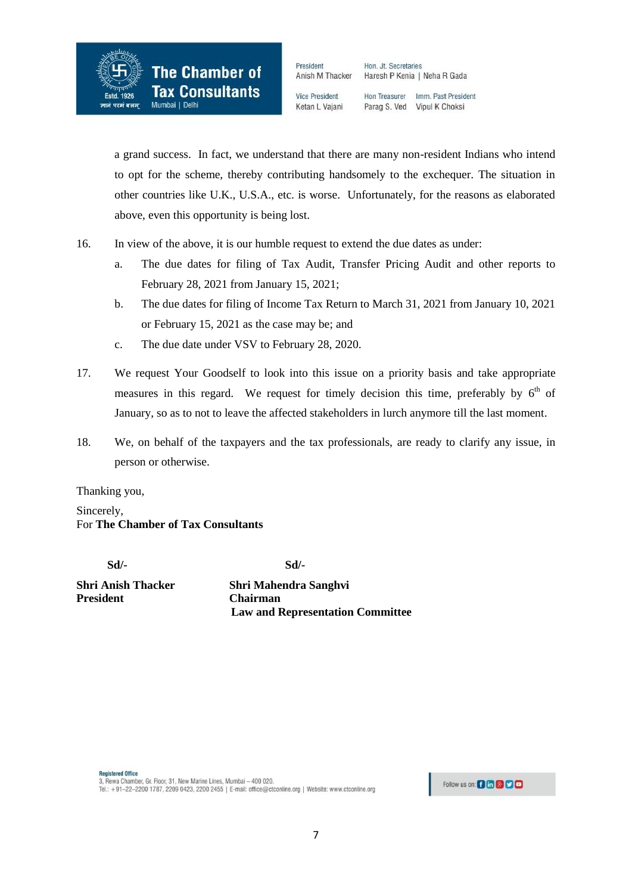a grand success. In fact, we understand that there are many non-resident Indians who intend to opt for the scheme, thereby contributing handsomely to the exchequer. The situation in other countries like U.K., U.S.A., etc. is worse. Unfortunately, for the reasons as elaborated above, even this opportunity is being lost.

16. In view of the above, it is our humble request to extend the due dates as under:

    a. The due dates for filing of Tax Audit, Transfer Pricing Audit and other reports to February 28, 2021 from January 15, 2021;

    b. The due dates for filing of Income Tax Return to March 31, 2021 from January 10, 2021 or February 15, 2021 as the case may be; and

    c. The due date under VSV to February 28, 2020.

17. We request Your Goodself to look into this issue on a priority basis and take appropriate measures in this regard. We request for timely decision this time, preferably by 6th of January, so as to not to leave the affected stakeholders in lurch anymore till the last moment.

18. We, on behalf of the taxpayers and the tax professionals, are ready to clarify any issue, in person or otherwise.

Thanking you,

Sincerely,
For **The Chamber of Tax Consultants**

| | |
|---|---|
| **Sd/-** | **Sd/-** |
| **Shri Anish Thacker**<br>**President** | **Shri Mahendra Sanghvi**<br>**Chairman**<br>**Law and Representation Committee** |